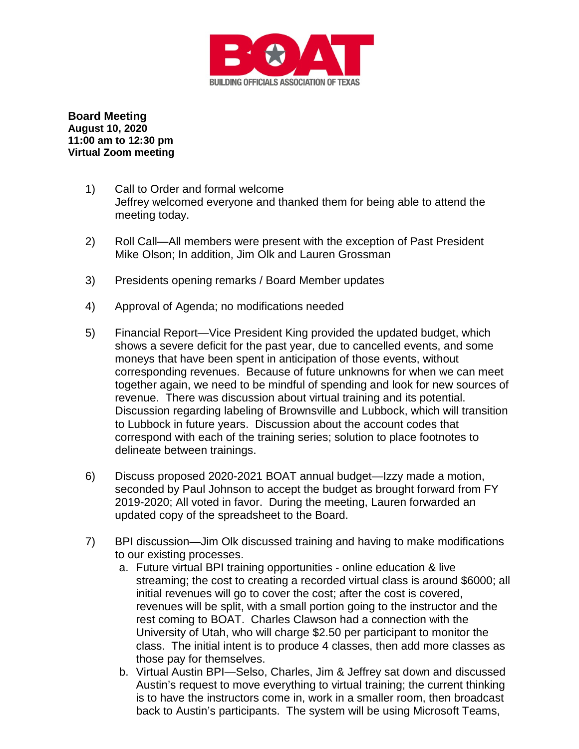BOAT
BUILDING OFFICIALS ASSOCIATION OF TEXAS

**Board Meeting**
**August 10, 2020**
**11:00 am to 12:30 pm**
**Virtual Zoom meeting**

1) Call to Order and formal welcome
   Jeffrey welcomed everyone and thanked them for being able to attend the meeting today.

2) Roll Call—All members were present with the exception of Past President Mike Olson; In addition, Jim Olk and Lauren Grossman

3) Presidents opening remarks / Board Member updates

4) Approval of Agenda; no modifications needed

5) Financial Report—Vice President King provided the updated budget, which shows a severe deficit for the past year, due to cancelled events, and some moneys that have been spent in anticipation of those events, without corresponding revenues. Because of future unknowns for when we can meet together again, we need to be mindful of spending and look for new sources of revenue. There was discussion about virtual training and its potential. Discussion regarding labeling of Brownsville and Lubbock, which will transition to Lubbock in future years. Discussion about the account codes that correspond with each of the training series; solution to place footnotes to delineate between trainings.

6) Discuss proposed 2020-2021 BOAT annual budget—Izzy made a motion, seconded by Paul Johnson to accept the budget as brought forward from FY 2019-2020; All voted in favor. During the meeting, Lauren forwarded an updated copy of the spreadsheet to the Board.

7) BPI discussion—Jim Olk discussed training and having to make modifications to our existing processes.
   a. Future virtual BPI training opportunities - online education & live streaming; the cost to creating a recorded virtual class is around $6000; all initial revenues will go to cover the cost; after the cost is covered, revenues will be split, with a small portion going to the instructor and the rest coming to BOAT. Charles Clawson had a connection with the University of Utah, who will charge $2.50 per participant to monitor the class. The initial intent is to produce 4 classes, then add more classes as those pay for themselves.
   b. Virtual Austin BPI—Selso, Charles, Jim & Jeffrey sat down and discussed Austin's request to move everything to virtual training; the current thinking is to have the instructors come in, work in a smaller room, then broadcast back to Austin's participants. The system will be using Microsoft Teams,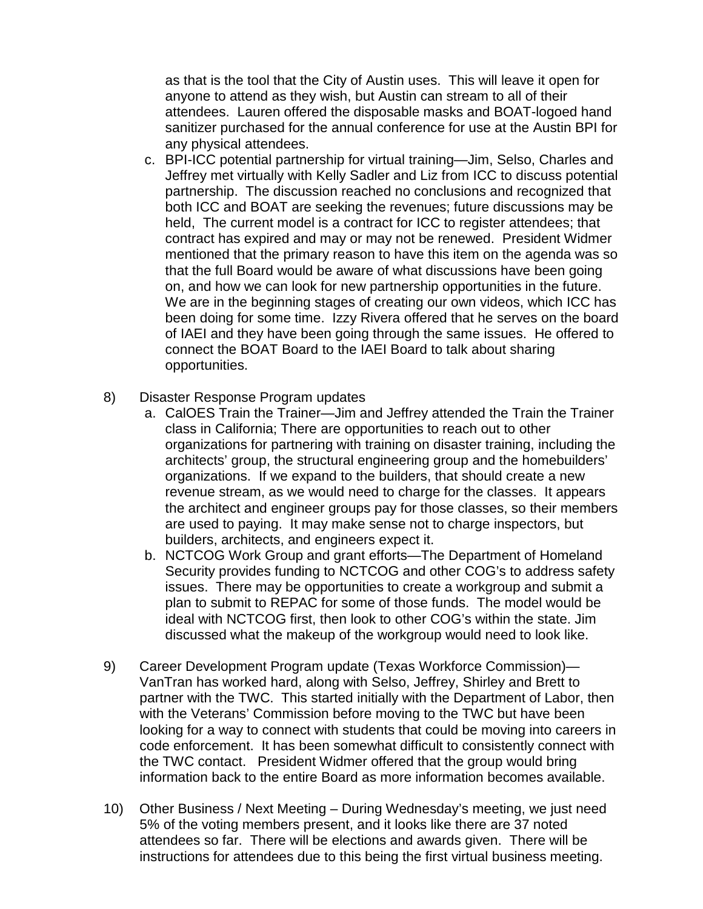as that is the tool that the City of Austin uses. This will leave it open for anyone to attend as they wish, but Austin can stream to all of their attendees. Lauren offered the disposable masks and BOAT-logoed hand sanitizer purchased for the annual conference for use at the Austin BPI for any physical attendees.

c. BPI-ICC potential partnership for virtual training—Jim, Selso, Charles and Jeffrey met virtually with Kelly Sadler and Liz from ICC to discuss potential partnership. The discussion reached no conclusions and recognized that both ICC and BOAT are seeking the revenues; future discussions may be held, The current model is a contract for ICC to register attendees; that contract has expired and may or may not be renewed. President Widmer mentioned that the primary reason to have this item on the agenda was so that the full Board would be aware of what discussions have been going on, and how we can look for new partnership opportunities in the future. We are in the beginning stages of creating our own videos, which ICC has been doing for some time. Izzy Rivera offered that he serves on the board of IAEI and they have been going through the same issues. He offered to connect the BOAT Board to the IAEI Board to talk about sharing opportunities.

8) Disaster Response Program updates

   a. CalOES Train the Trainer—Jim and Jeffrey attended the Train the Trainer class in California; There are opportunities to reach out to other organizations for partnering with training on disaster training, including the architects' group, the structural engineering group and the homebuilders' organizations. If we expand to the builders, that should create a new revenue stream, as we would need to charge for the classes. It appears the architect and engineer groups pay for those classes, so their members are used to paying. It may make sense not to charge inspectors, but builders, architects, and engineers expect it.
   b. NCTCOG Work Group and grant efforts—The Department of Homeland Security provides funding to NCTCOG and other COG's to address safety issues. There may be opportunities to create a workgroup and submit a plan to submit to REPAC for some of those funds. The model would be ideal with NCTCOG first, then look to other COG's within the state. Jim discussed what the makeup of the workgroup would need to look like.

9) Career Development Program update (Texas Workforce Commission)—VanTran has worked hard, along with Selso, Jeffrey, Shirley and Brett to partner with the TWC. This started initially with the Department of Labor, then with the Veterans' Commission before moving to the TWC but have been looking for a way to connect with students that could be moving into careers in code enforcement. It has been somewhat difficult to consistently connect with the TWC contact. President Widmer offered that the group would bring information back to the entire Board as more information becomes available.

10) Other Business / Next Meeting – During Wednesday's meeting, we just need 5% of the voting members present, and it looks like there are 37 noted attendees so far. There will be elections and awards given. There will be instructions for attendees due to this being the first virtual business meeting.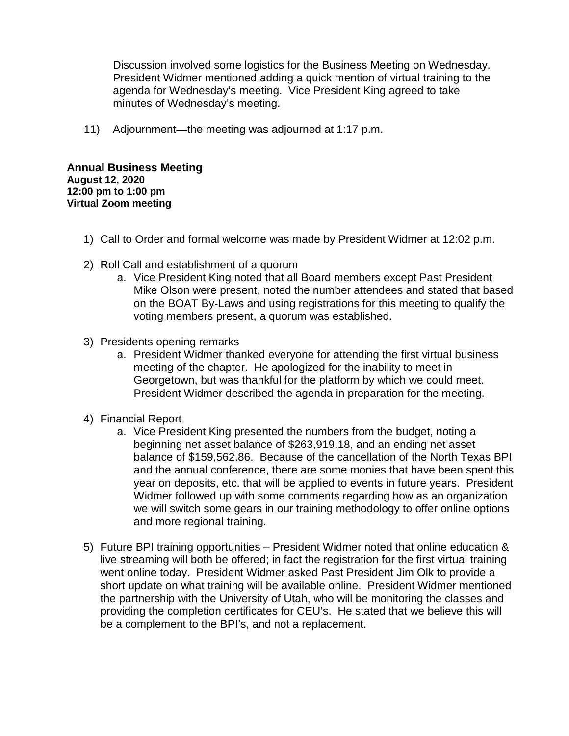Discussion involved some logistics for the Business Meeting on Wednesday. President Widmer mentioned adding a quick mention of virtual training to the agenda for Wednesday's meeting. Vice President King agreed to take minutes of Wednesday's meeting.

11) Adjournment—the meeting was adjourned at 1:17 p.m.

**Annual Business Meeting**
**August 12, 2020**
**12:00 pm to 1:00 pm**
**Virtual Zoom meeting**

1) Call to Order and formal welcome was made by President Widmer at 12:02 p.m.

2) Roll Call and establishment of a quorum
    a. Vice President King noted that all Board members except Past President Mike Olson were present, noted the number attendees and stated that based on the BOAT By-Laws and using registrations for this meeting to qualify the voting members present, a quorum was established.

3) Presidents opening remarks
    a. President Widmer thanked everyone for attending the first virtual business meeting of the chapter. He apologized for the inability to meet in Georgetown, but was thankful for the platform by which we could meet. President Widmer described the agenda in preparation for the meeting.

4) Financial Report
    a. Vice President King presented the numbers from the budget, noting a beginning net asset balance of $263,919.18, and an ending net asset balance of $159,562.86. Because of the cancellation of the North Texas BPI and the annual conference, there are some monies that have been spent this year on deposits, etc. that will be applied to events in future years. President Widmer followed up with some comments regarding how as an organization we will switch some gears in our training methodology to offer online options and more regional training.

5) Future BPI training opportunities – President Widmer noted that online education & live streaming will both be offered; in fact the registration for the first virtual training went online today. President Widmer asked Past President Jim Olk to provide a short update on what training will be available online. President Widmer mentioned the partnership with the University of Utah, who will be monitoring the classes and providing the completion certificates for CEU's. He stated that we believe this will be a complement to the BPI's, and not a replacement.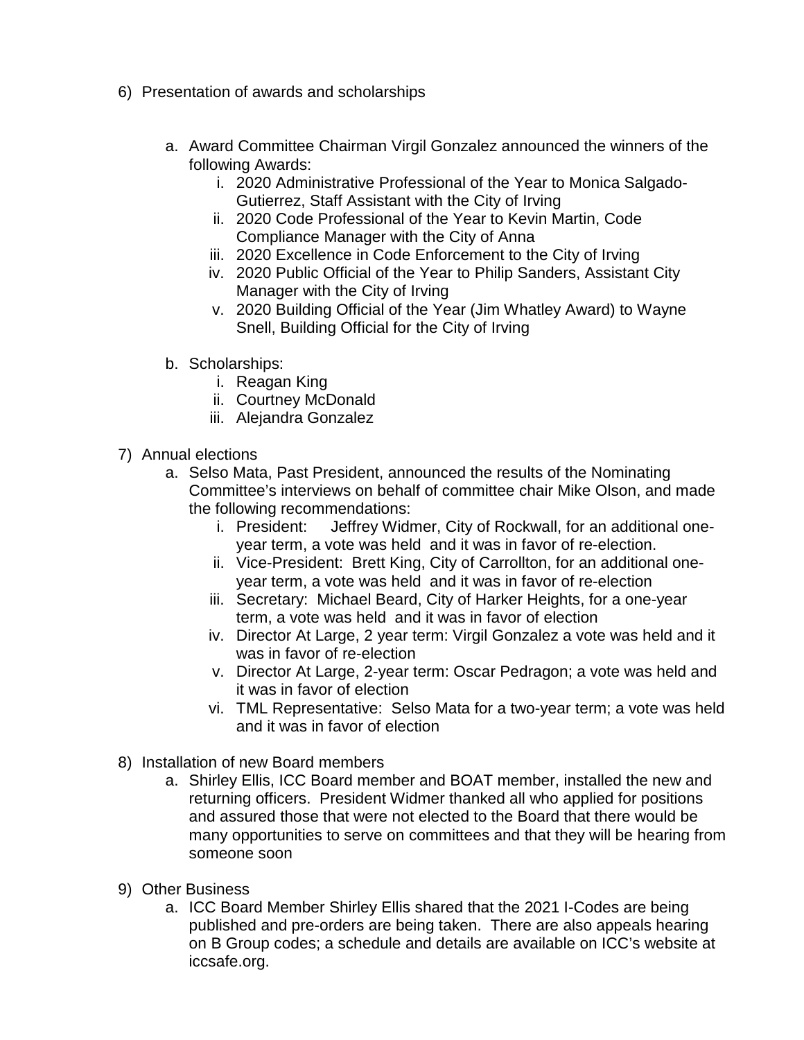6) Presentation of awards and scholarships

   a. Award Committee Chairman Virgil Gonzalez announced the winners of the following Awards:
      i. 2020 Administrative Professional of the Year to Monica Salgado-Gutierrez, Staff Assistant with the City of Irving
      ii. 2020 Code Professional of the Year to Kevin Martin, Code Compliance Manager with the City of Anna
      iii. 2020 Excellence in Code Enforcement to the City of Irving
      iv. 2020 Public Official of the Year to Philip Sanders, Assistant City Manager with the City of Irving
      v. 2020 Building Official of the Year (Jim Whatley Award) to Wayne Snell, Building Official for the City of Irving

   b. Scholarships:
      i. Reagan King
      ii. Courtney McDonald
      iii. Alejandra Gonzalez

7) Annual elections
   a. Selso Mata, Past President, announced the results of the Nominating Committee's interviews on behalf of committee chair Mike Olson, and made the following recommendations:
      i. President: Jeffrey Widmer, City of Rockwall, for an additional one-year term, a vote was held and it was in favor of re-election.
      ii. Vice-President: Brett King, City of Carrollton, for an additional one-year term, a vote was held and it was in favor of re-election
      iii. Secretary: Michael Beard, City of Harker Heights, for a one-year term, a vote was held and it was in favor of election
      iv. Director At Large, 2 year term: Virgil Gonzalez a vote was held and it was in favor of re-election
      v. Director At Large, 2-year term: Oscar Pedragon; a vote was held and it was in favor of election
      vi. TML Representative: Selso Mata for a two-year term; a vote was held and it was in favor of election

8) Installation of new Board members
   a. Shirley Ellis, ICC Board member and BOAT member, installed the new and returning officers. President Widmer thanked all who applied for positions and assured those that were not elected to the Board that there would be many opportunities to serve on committees and that they will be hearing from someone soon

9) Other Business
   a. ICC Board Member Shirley Ellis shared that the 2021 I-Codes are being published and pre-orders are being taken. There are also appeals hearing on B Group codes; a schedule and details are available on ICC's website at iccsafe.org.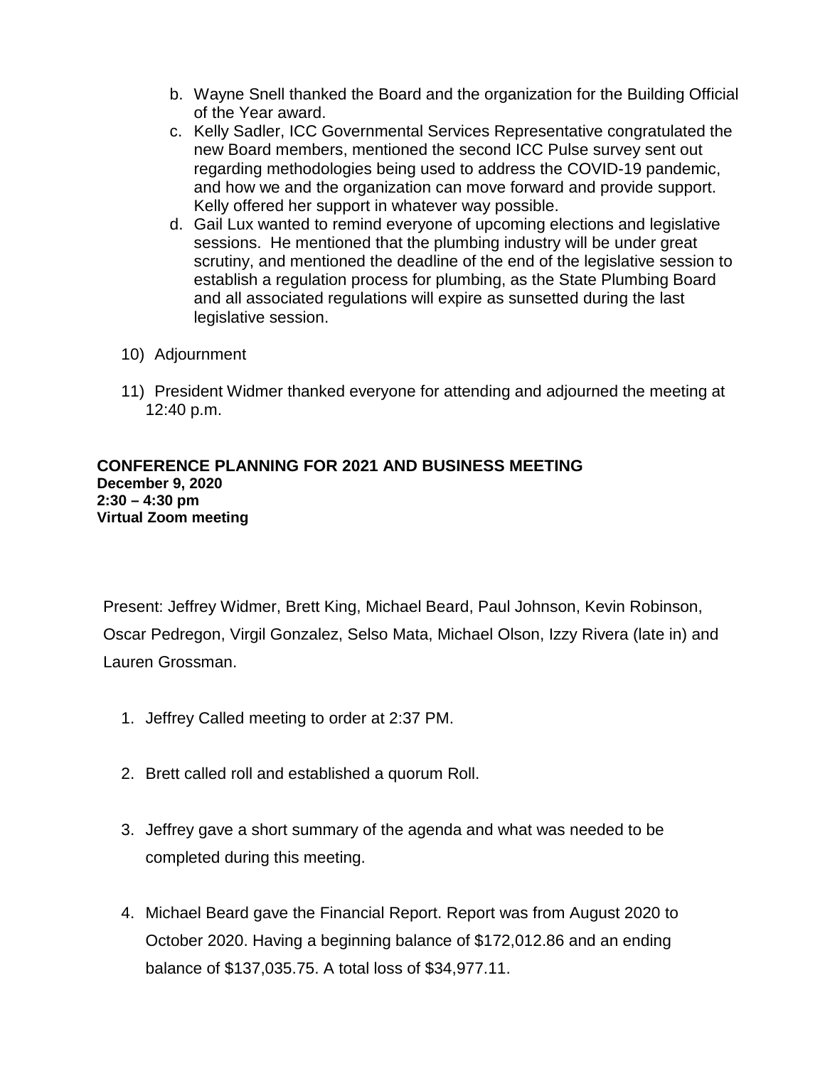b. Wayne Snell thanked the Board and the organization for the Building Official of the Year award.
c. Kelly Sadler, ICC Governmental Services Representative congratulated the new Board members, mentioned the second ICC Pulse survey sent out regarding methodologies being used to address the COVID-19 pandemic, and how we and the organization can move forward and provide support. Kelly offered her support in whatever way possible.
d. Gail Lux wanted to remind everyone of upcoming elections and legislative sessions. He mentioned that the plumbing industry will be under great scrutiny, and mentioned the deadline of the end of the legislative session to establish a regulation process for plumbing, as the State Plumbing Board and all associated regulations will expire as sunsetted during the last legislative session.

10) Adjournment

11) President Widmer thanked everyone for attending and adjourned the meeting at 12:40 p.m.

**CONFERENCE PLANNING FOR 2021 AND BUSINESS MEETING**
**December 9, 2020**
**2:30 – 4:30 pm**
**Virtual Zoom meeting**

Present: Jeffrey Widmer, Brett King, Michael Beard, Paul Johnson, Kevin Robinson, Oscar Pedregon, Virgil Gonzalez, Selso Mata, Michael Olson, Izzy Rivera (late in) and Lauren Grossman.

1. Jeffrey Called meeting to order at 2:37 PM.

2. Brett called roll and established a quorum Roll.

3. Jeffrey gave a short summary of the agenda and what was needed to be completed during this meeting.

4. Michael Beard gave the Financial Report. Report was from August 2020 to October 2020. Having a beginning balance of $172,012.86 and an ending balance of $137,035.75. A total loss of $34,977.11.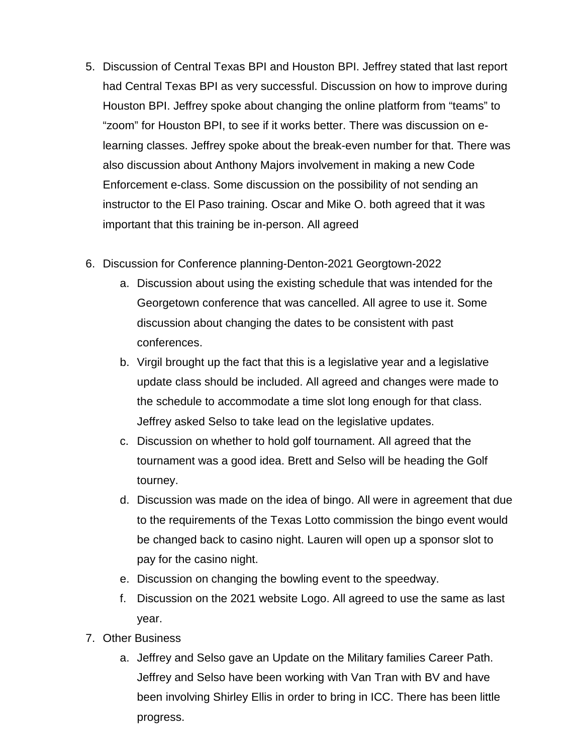5. Discussion of Central Texas BPI and Houston BPI. Jeffrey stated that last report had Central Texas BPI as very successful. Discussion on how to improve during Houston BPI. Jeffrey spoke about changing the online platform from “teams” to “zoom” for Houston BPI, to see if it works better. There was discussion on e-learning classes. Jeffrey spoke about the break-even number for that. There was also discussion about Anthony Majors involvement in making a new Code Enforcement e-class. Some discussion on the possibility of not sending an instructor to the El Paso training. Oscar and Mike O. both agreed that it was important that this training be in-person. All agreed

6. Discussion for Conference planning-Denton-2021 Georgtown-2022
   a. Discussion about using the existing schedule that was intended for the Georgetown conference that was cancelled. All agree to use it. Some discussion about changing the dates to be consistent with past conferences.
   b. Virgil brought up the fact that this is a legislative year and a legislative update class should be included. All agreed and changes were made to the schedule to accommodate a time slot long enough for that class. Jeffrey asked Selso to take lead on the legislative updates.
   c. Discussion on whether to hold golf tournament. All agreed that the tournament was a good idea. Brett and Selso will be heading the Golf tourney.
   d. Discussion was made on the idea of bingo. All were in agreement that due to the requirements of the Texas Lotto commission the bingo event would be changed back to casino night. Lauren will open up a sponsor slot to pay for the casino night.
   e. Discussion on changing the bowling event to the speedway.
   f. Discussion on the 2021 website Logo. All agreed to use the same as last year.
7. Other Business
   a. Jeffrey and Selso gave an Update on the Military families Career Path. Jeffrey and Selso have been working with Van Tran with BV and have been involving Shirley Ellis in order to bring in ICC. There has been little progress.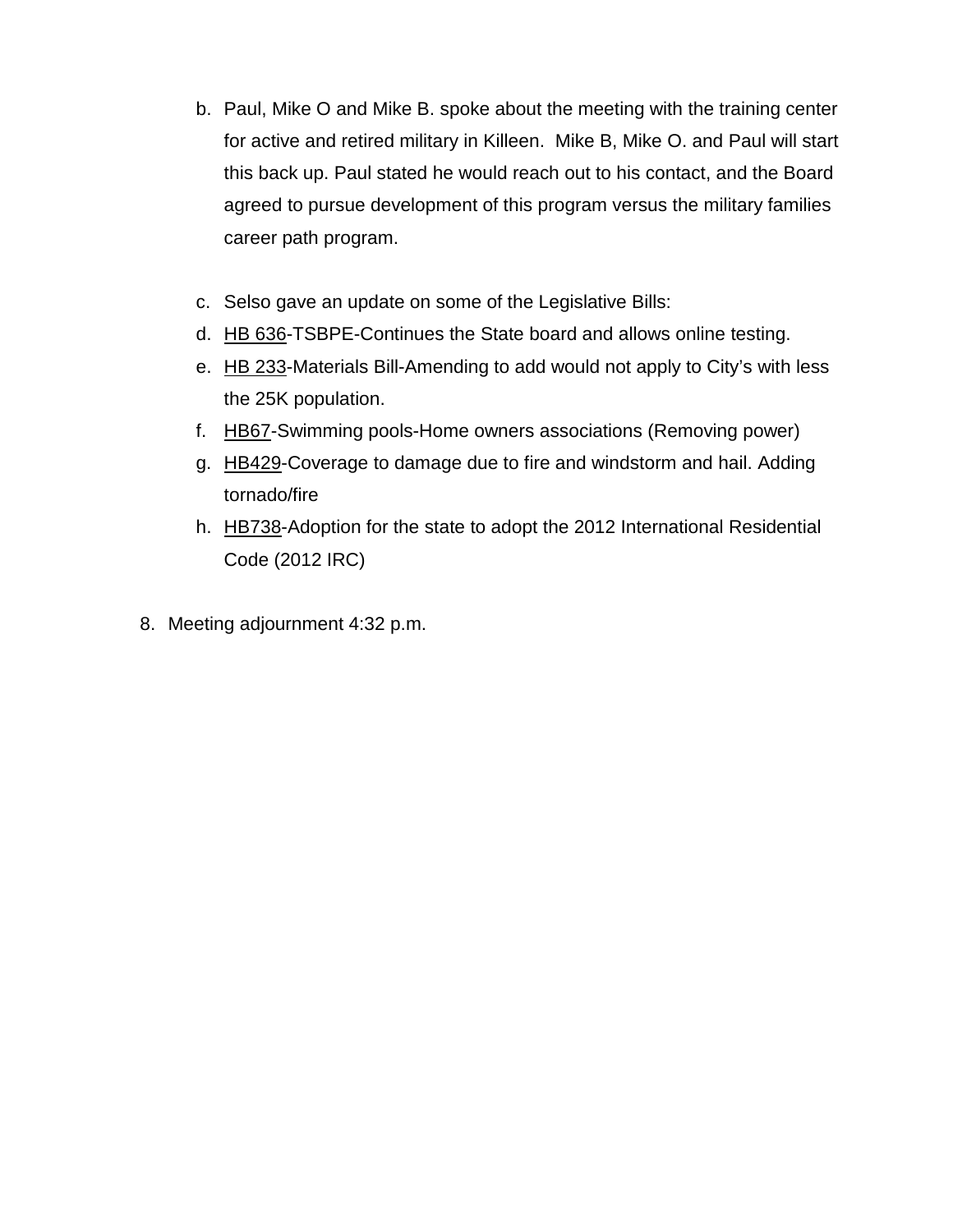b. Paul, Mike O and Mike B. spoke about the meeting with the training center for active and retired military in Killeen. Mike B, Mike O. and Paul will start this back up. Paul stated he would reach out to his contact, and the Board agreed to pursue development of this program versus the military families career path program.

c. Selso gave an update on some of the Legislative Bills:
d. <u>HB 636</u>-TSBPE-Continues the State board and allows online testing.
e. <u>HB 233</u>-Materials Bill-Amending to add would not apply to City's with less the 25K population.
f. <u>HB67</u>-Swimming pools-Home owners associations (Removing power)
g. <u>HB429</u>-Coverage to damage due to fire and windstorm and hail. Adding tornado/fire
h. <u>HB738</u>-Adoption for the state to adopt the 2012 International Residential Code (2012 IRC)

8. Meeting adjournment 4:32 p.m.